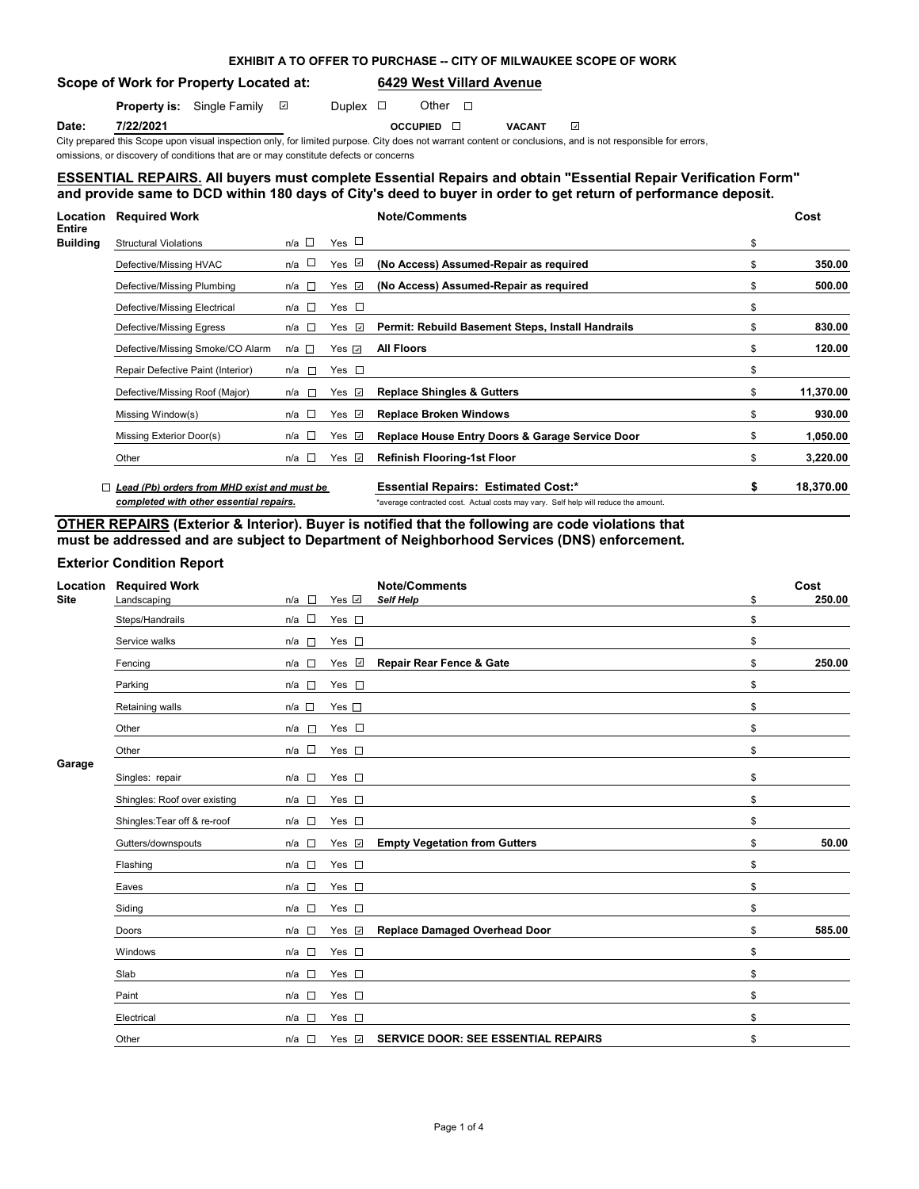# EXHIBIT A TO OFFER TO PURCHASE -- CITY OF MILWAUKEE SCOPE OF WORK

**Scope of Work for Property Located at:** **6429 West Villard Avenue**

**Property is:** Single Family ☑ Duplex ☐ Other ☐

**Date:** **7/22/2021** **OCCUPIED** ☐ **VACANT** ☑

City prepared this Scope upon visual inspection only, for limited purpose. City does not warrant content or conclusions, and is not responsible for errors, omissions, or discovery of conditions that are or may constitute defects or concerns

## ESSENTIAL REPAIRS. All buyers must complete Essential Repairs and obtain "Essential Repair Verification Form" and provide same to DCD within 180 days of City's deed to buyer in order to get return of performance deposit.

| Location | Required Work | n/a | Yes | Note/Comments | Cost |
|---|---|---|---|---|---|
| Entire Building | Structural Violations | ☐ | ☐ | | $ |
| | Defective/Missing HVAC | ☐ | ☑ | **(No Access) Assumed-Repair as required** | $ **350.00** |
| | Defective/Missing Plumbing | ☐ | ☑ | **(No Access) Assumed-Repair as required** | $ **500.00** |
| | Defective/Missing Electrical | ☐ | ☐ | | $ |
| | Defective/Missing Egress | ☐ | ☑ | **Permit: Rebuild Basement Steps, Install Handrails** | $ **830.00** |
| | Defective/Missing Smoke/CO Alarm | ☐ | ☑ | **All Floors** | $ **120.00** |
| | Repair Defective Paint (Interior) | ☐ | ☐ | | $ |
| | Defective/Missing Roof (Major) | ☐ | ☑ | **Replace Shingles & Gutters** | $ **11,370.00** |
| | Missing Window(s) | ☐ | ☑ | **Replace Broken Windows** | $ **930.00** |
| | Missing Exterior Door(s) | ☐ | ☑ | **Replace House Entry Doors & Garage Service Door** | $ **1,050.00** |
| | Other | ☐ | ☑ | **Refinish Flooring-1st Floor** | $ **3,220.00** |
| | ☐ ***Lead (Pb) orders from MHD exist and must be completed with other essential repairs.*** | | | **Essential Repairs: Estimated Cost:*** | **$ 18,370.00** |

*average contracted cost. Actual costs may vary. Self help will reduce the amount.

## OTHER REPAIRS (Exterior & Interior). Buyer is notified that the following are code violations that must be addressed and are subject to Department of Neighborhood Services (DNS) enforcement.

### Exterior Condition Report

| Location | Required Work | n/a | Yes | Note/Comments | Cost |
|---|---|---|---|---|---|
| Site | Landscaping | ☐ | ☑ | ***Self Help*** | $ **250.00** |
| | Steps/Handrails | ☐ | ☐ | | $ |
| | Service walks | ☐ | ☐ | | $ |
| | Fencing | ☐ | ☑ | **Repair Rear Fence & Gate** | $ **250.00** |
| | Parking | ☐ | ☐ | | $ |
| | Retaining walls | ☐ | ☐ | | $ |
| | Other | ☐ | ☐ | | $ |
| | Other | ☐ | ☐ | | $ |
| Garage | Singles: repair | ☐ | ☐ | | $ |
| | Shingles: Roof over existing | ☐ | ☐ | | $ |
| | Shingles:Tear off & re-roof | ☐ | ☐ | | $ |
| | Gutters/downspouts | ☐ | ☑ | **Empty Vegetation from Gutters** | $ **50.00** |
| | Flashing | ☐ | ☐ | | $ |
| | Eaves | ☐ | ☐ | | $ |
| | Siding | ☐ | ☐ | | $ |
| | Doors | ☐ | ☑ | **Replace Damaged Overhead Door** | $ **585.00** |
| | Windows | ☐ | ☐ | | $ |
| | Slab | ☐ | ☐ | | $ |
| | Paint | ☐ | ☐ | | $ |
| | Electrical | ☐ | ☐ | | $ |
| | Other | ☐ | ☑ | **SERVICE DOOR: SEE ESSENTIAL REPAIRS** | $ |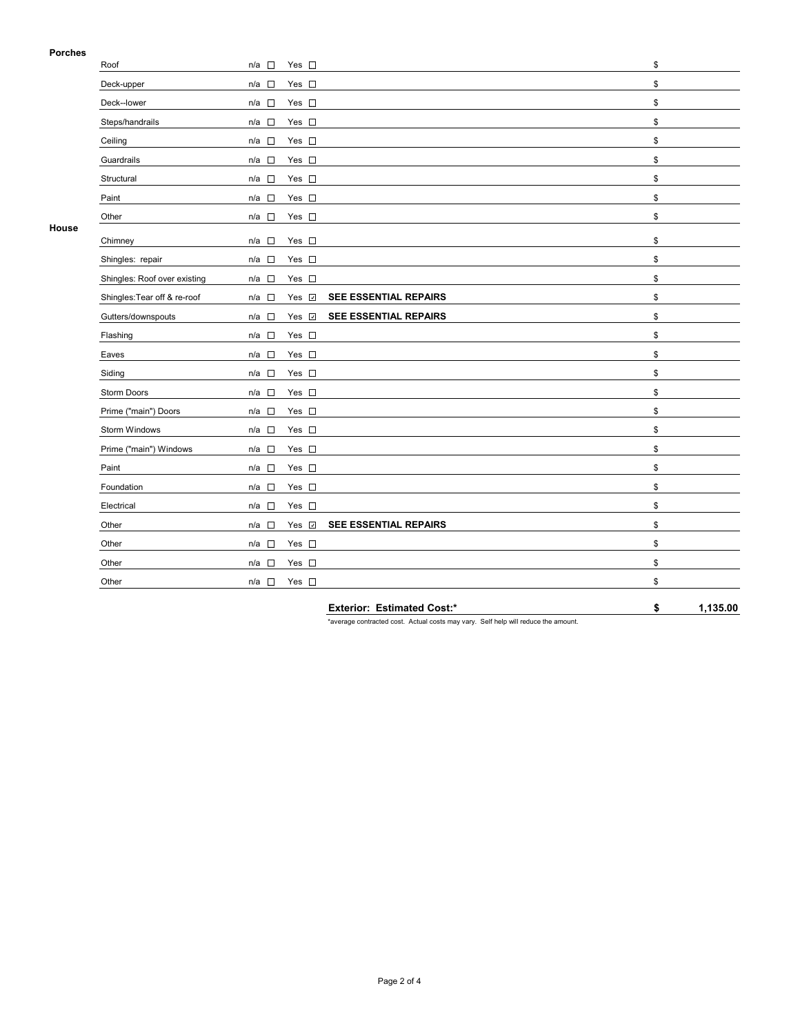**Porches**

| Item | n/a | Yes | Description | Cost |
|---|---|---|---|---|
| Roof | ☐ | ☐ | | $ |
| Deck-upper | ☐ | ☐ | | $ |
| Deck--lower | ☐ | ☐ | | $ |
| Steps/handrails | ☐ | ☐ | | $ |
| Ceiling | ☐ | ☐ | | $ |
| Guardrails | ☐ | ☐ | | $ |
| Structural | ☐ | ☐ | | $ |
| Paint | ☐ | ☐ | | $ |
| Other | ☐ | ☐ | | $ |

**House**

| Item | n/a | Yes | Description | Cost |
|---|---|---|---|---|
| Chimney | ☐ | ☐ | | $ |
| Shingles: repair | ☐ | ☐ | | $ |
| Shingles: Roof over existing | ☐ | ☐ | | $ |
| Shingles:Tear off & re-roof | ☐ | ☑ | **SEE ESSENTIAL REPAIRS** | $ |
| Gutters/downspouts | ☐ | ☑ | **SEE ESSENTIAL REPAIRS** | $ |
| Flashing | ☐ | ☐ | | $ |
| Eaves | ☐ | ☐ | | $ |
| Siding | ☐ | ☐ | | $ |
| Storm Doors | ☐ | ☐ | | $ |
| Prime ("main") Doors | ☐ | ☐ | | $ |
| Storm Windows | ☐ | ☐ | | $ |
| Prime ("main") Windows | ☐ | ☐ | | $ |
| Paint | ☐ | ☐ | | $ |
| Foundation | ☐ | ☐ | | $ |
| Electrical | ☐ | ☐ | | $ |
| Other | ☐ | ☑ | **SEE ESSENTIAL REPAIRS** | $ |
| Other | ☐ | ☐ | | $ |
| Other | ☐ | ☐ | | $ |
| Other | ☐ | ☐ | | $ |

**Exterior: Estimated Cost:*** **$ 1,135.00**

*average contracted cost. Actual costs may vary. Self help will reduce the amount.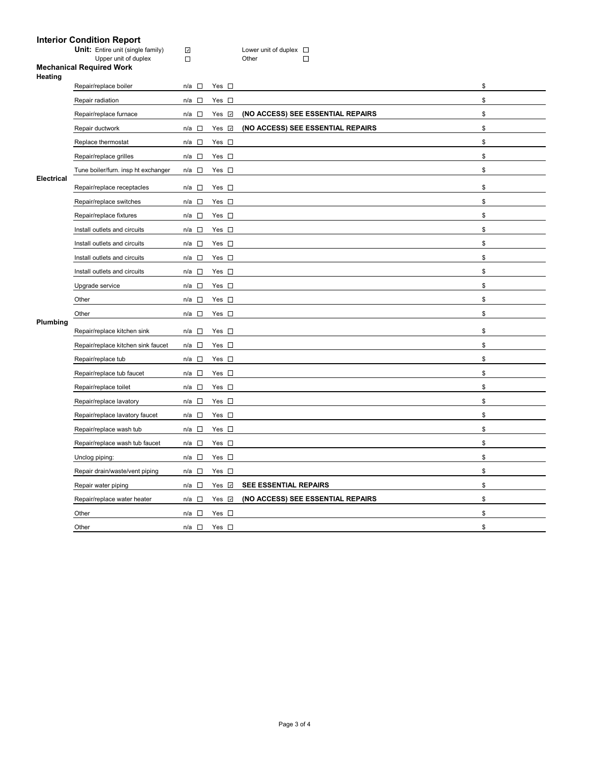## Interior Condition Report

**Unit:** Entire unit (single family) ☑ Lower unit of duplex ☐
Upper unit of duplex ☐ Other ☐

### Mechanical Required Work

| Category | Item | n/a | Yes | Notes | Cost |
|---|---|---|---|---|---|
| **Heating** | Repair/replace boiler | ☐ | ☐ | | $ |
| | Repair radiation | ☐ | ☐ | | $ |
| | Repair/replace furnace | ☐ | ☑ | **(NO ACCESS) SEE ESSENTIAL REPAIRS** | $ |
| | Repair ductwork | ☐ | ☑ | **(NO ACCESS) SEE ESSENTIAL REPAIRS** | $ |
| | Replace thermostat | ☐ | ☐ | | $ |
| | Repair/replace grilles | ☐ | ☐ | | $ |
| | Tune boiler/furn. insp ht exchanger | ☐ | ☐ | | $ |
| **Electrical** | Repair/replace receptacles | ☐ | ☐ | | $ |
| | Repair/replace switches | ☐ | ☐ | | $ |
| | Repair/replace fixtures | ☐ | ☐ | | $ |
| | Install outlets and circuits | ☐ | ☐ | | $ |
| | Install outlets and circuits | ☐ | ☐ | | $ |
| | Install outlets and circuits | ☐ | ☐ | | $ |
| | Install outlets and circuits | ☐ | ☐ | | $ |
| | Upgrade service | ☐ | ☐ | | $ |
| | Other | ☐ | ☐ | | $ |
| | Other | ☐ | ☐ | | $ |
| **Plumbing** | Repair/replace kitchen sink | ☐ | ☐ | | $ |
| | Repair/replace kitchen sink faucet | ☐ | ☐ | | $ |
| | Repair/replace tub | ☐ | ☐ | | $ |
| | Repair/replace tub faucet | ☐ | ☐ | | $ |
| | Repair/replace toilet | ☐ | ☐ | | $ |
| | Repair/replace lavatory | ☐ | ☐ | | $ |
| | Repair/replace lavatory faucet | ☐ | ☐ | | $ |
| | Repair/replace wash tub | ☐ | ☐ | | $ |
| | Repair/replace wash tub faucet | ☐ | ☐ | | $ |
| | Unclog piping: | ☐ | ☐ | | $ |
| | Repair drain/waste/vent piping | ☐ | ☐ | | $ |
| | Repair water piping | ☐ | ☑ | **SEE ESSENTIAL REPAIRS** | $ |
| | Repair/replace water heater | ☐ | ☑ | **(NO ACCESS) SEE ESSENTIAL REPAIRS** | $ |
| | Other | ☐ | ☐ | | $ |
| | Other | ☐ | ☐ | | $ |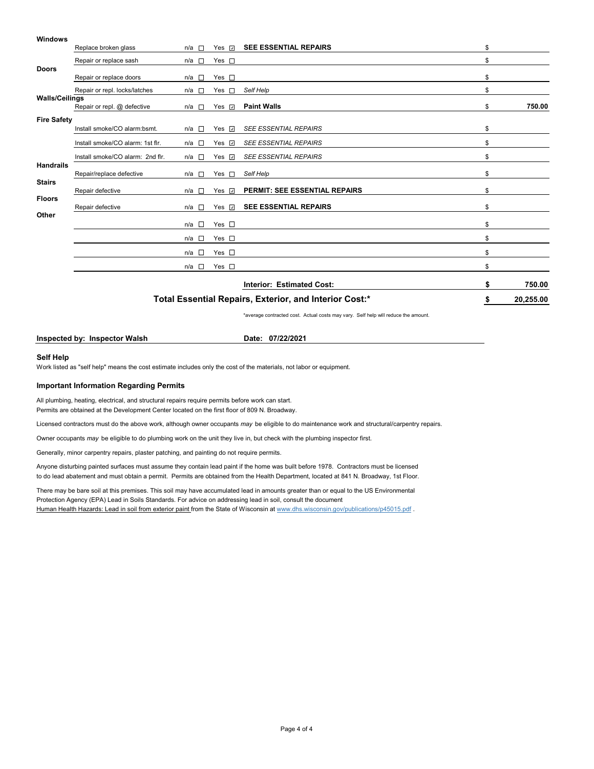| | | n/a | Yes | | |
|---|---|---|---|---|---|
| **Windows** | | | | | |
| | Replace broken glass | ☐ | ☑ | **SEE ESSENTIAL REPAIRS** | $ |
| | Repair or replace sash | ☐ | ☐ | | $ |
| **Doors** | | | | | |
| | Repair or replace doors | ☐ | ☐ | | $ |
| | Repair or repl. locks/latches | ☐ | ☐ | *Self Help* | $ |
| **Walls/Ceilings** | | | | | |
| | Repair or repl. @ defective | ☐ | ☑ | **Paint Walls** | $ **750.00** |
| **Fire Safety** | | | | | |
| | Install smoke/CO alarm:bsmt. | ☐ | ☑ | *SEE ESSENTIAL REPAIRS* | $ |
| | Install smoke/CO alarm: 1st flr. | ☐ | ☑ | *SEE ESSENTIAL REPAIRS* | $ |
| | Install smoke/CO alarm: 2nd flr. | ☐ | ☑ | *SEE ESSENTIAL REPAIRS* | $ |
| **Handrails** | | | | | |
| | Repair/replace defective | ☐ | ☐ | *Self Help* | $ |
| **Stairs** | | | | | |
| | Repair defective | ☐ | ☑ | **PERMIT: SEE ESSENTIAL REPAIRS** | $ |
| **Floors** | | | | | |
| | Repair defective | ☐ | ☑ | **SEE ESSENTIAL REPAIRS** | $ |
| **Other** | | | | | |
| | | ☐ | ☐ | | $ |
| | | ☐ | ☐ | | $ |
| | | ☐ | ☐ | | $ |
| | | ☐ | ☐ | | $ |
| | | | | **Interior: Estimated Cost:** | **$ 750.00** |
| | | | | **Total Essential Repairs, Exterior, and Interior Cost:*** | **$ 20,255.00** |

*average contracted cost. Actual costs may vary. Self help will reduce the amount.

**Inspected by: Inspector Walsh** **Date: 07/22/2021**

### Self Help

Work listed as "self help" means the cost estimate includes only the cost of the materials, not labor or equipment.

### Important Information Regarding Permits

All plumbing, heating, electrical, and structural repairs require permits before work can start.
Permits are obtained at the Development Center located on the first floor of 809 N. Broadway.

Licensed contractors must do the above work, although owner occupants *may* be eligible to do maintenance work and structural/carpentry repairs.

Owner occupants *may* be eligible to do plumbing work on the unit they live in, but check with the plumbing inspector first.

Generally, minor carpentry repairs, plaster patching, and painting do not require permits.

Anyone disturbing painted surfaces must assume they contain lead paint if the home was built before 1978. Contractors must be licensed to do lead abatement and must obtain a permit. Permits are obtained from the Health Department, located at 841 N. Broadway, 1st Floor.

There may be bare soil at this premises. This soil may have accumulated lead in amounts greater than or equal to the US Environmental Protection Agency (EPA) Lead in Soils Standards. For advice on addressing lead in soil, consult the document Human Health Hazards: Lead in soil from exterior paint from the State of Wisconsin at www.dhs.wisconsin.gov/publications/p45015.pdf .